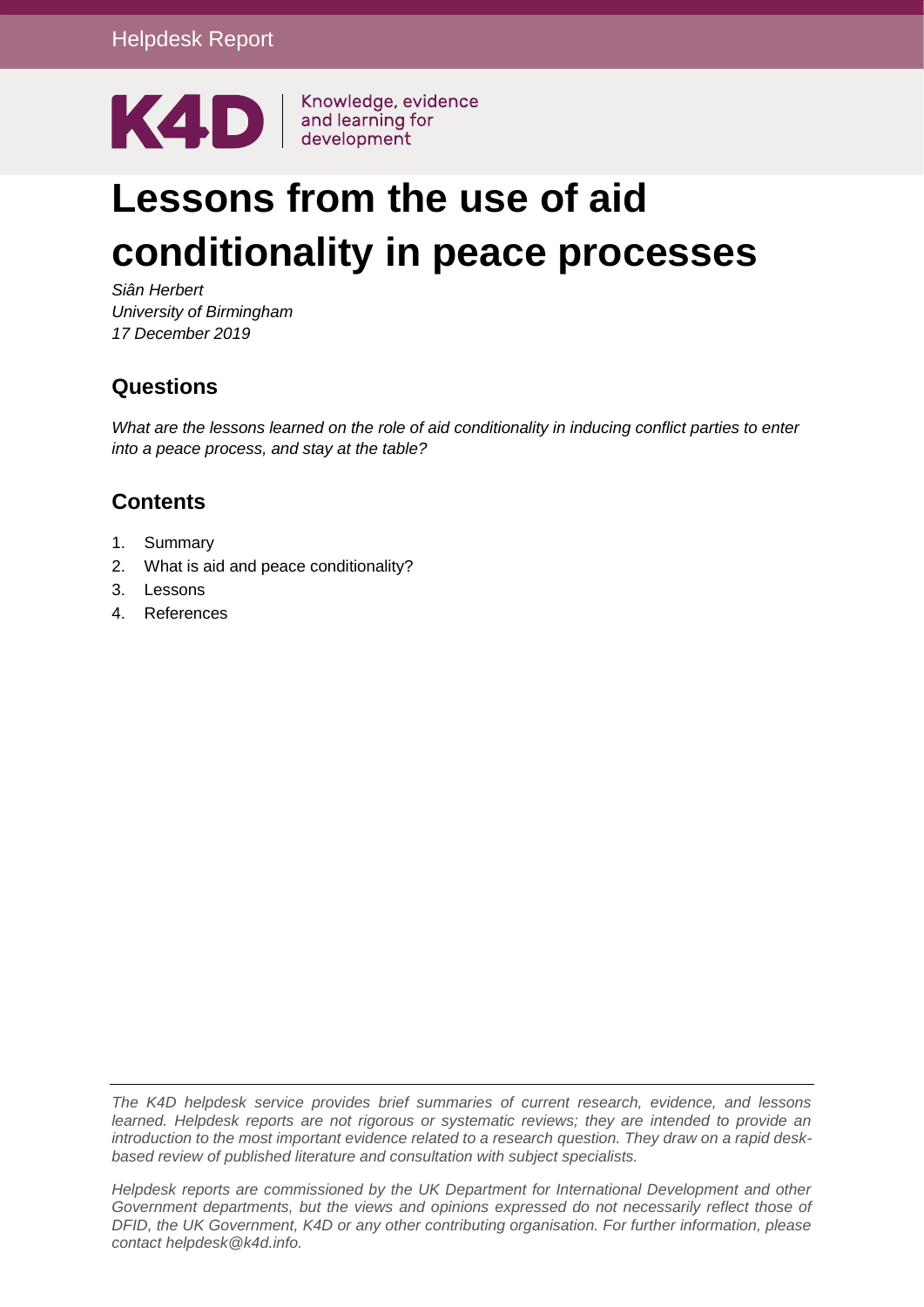Helpdesk Report

K4D | Knowledge, evidence and learning for development

# Lessons from the use of aid conditionality in peace processes

*Siân Herbert*
*University of Birmingham*
*17 December 2019*

## Questions

*What are the lessons learned on the role of aid conditionality in inducing conflict parties to enter into a peace process, and stay at the table?*

## Contents

1. Summary
2. What is aid and peace conditionality?
3. Lessons
4. References

*The K4D helpdesk service provides brief summaries of current research, evidence, and lessons learned. Helpdesk reports are not rigorous or systematic reviews; they are intended to provide an introduction to the most important evidence related to a research question. They draw on a rapid desk-based review of published literature and consultation with subject specialists.*

*Helpdesk reports are commissioned by the UK Department for International Development and other Government departments, but the views and opinions expressed do not necessarily reflect those of DFID, the UK Government, K4D or any other contributing organisation. For further information, please contact helpdesk@k4d.info.*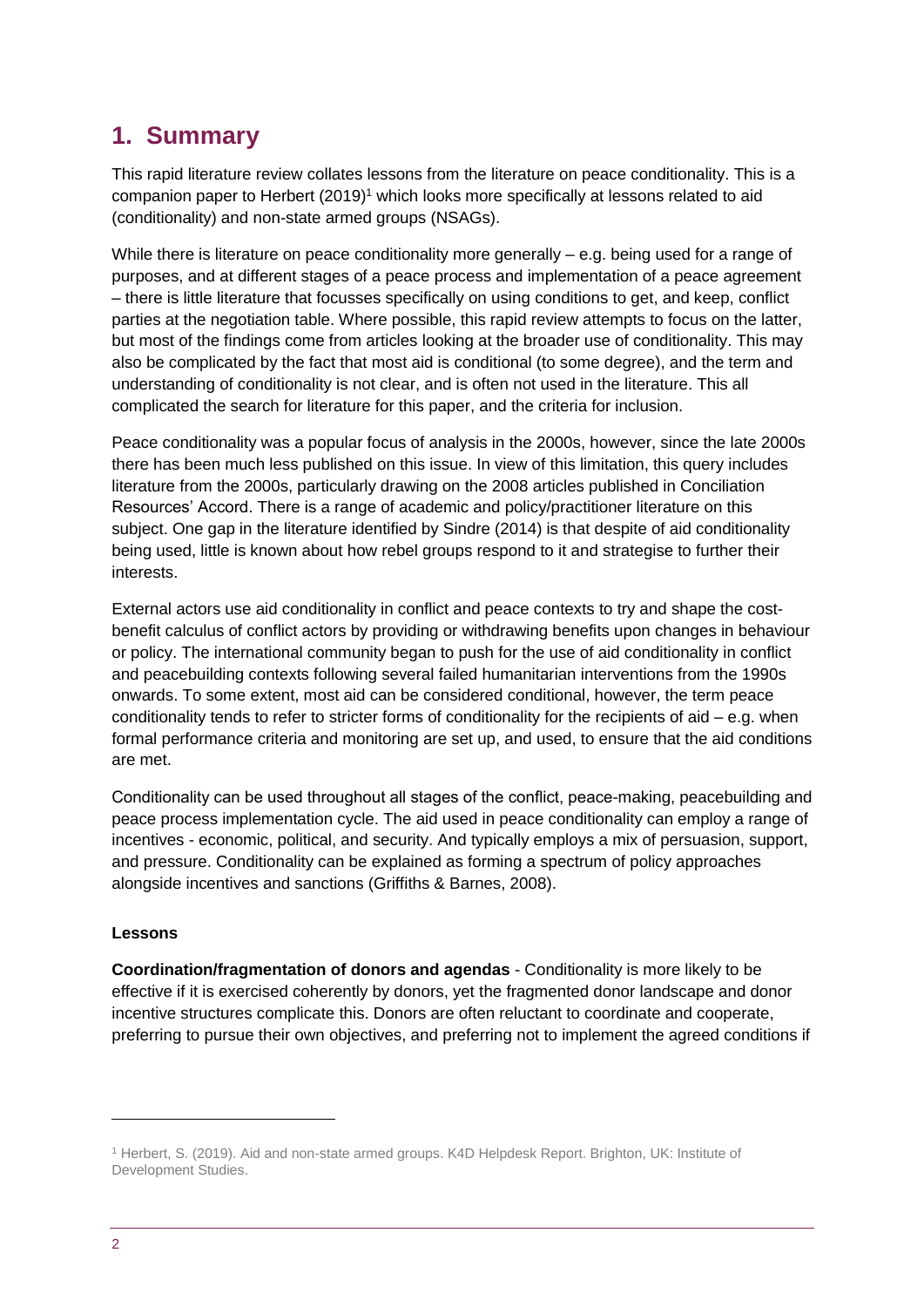# 1. Summary

This rapid literature review collates lessons from the literature on peace conditionality. This is a companion paper to Herbert (2019)[1] which looks more specifically at lessons related to aid (conditionality) and non-state armed groups (NSAGs).

While there is literature on peace conditionality more generally – e.g. being used for a range of purposes, and at different stages of a peace process and implementation of a peace agreement – there is little literature that focusses specifically on using conditions to get, and keep, conflict parties at the negotiation table. Where possible, this rapid review attempts to focus on the latter, but most of the findings come from articles looking at the broader use of conditionality. This may also be complicated by the fact that most aid is conditional (to some degree), and the term and understanding of conditionality is not clear, and is often not used in the literature. This all complicated the search for literature for this paper, and the criteria for inclusion.

Peace conditionality was a popular focus of analysis in the 2000s, however, since the late 2000s there has been much less published on this issue. In view of this limitation, this query includes literature from the 2000s, particularly drawing on the 2008 articles published in Conciliation Resources' Accord. There is a range of academic and policy/practitioner literature on this subject. One gap in the literature identified by Sindre (2014) is that despite of aid conditionality being used, little is known about how rebel groups respond to it and strategise to further their interests.

External actors use aid conditionality in conflict and peace contexts to try and shape the cost-benefit calculus of conflict actors by providing or withdrawing benefits upon changes in behaviour or policy. The international community began to push for the use of aid conditionality in conflict and peacebuilding contexts following several failed humanitarian interventions from the 1990s onwards. To some extent, most aid can be considered conditional, however, the term peace conditionality tends to refer to stricter forms of conditionality for the recipients of aid – e.g. when formal performance criteria and monitoring are set up, and used, to ensure that the aid conditions are met.

Conditionality can be used throughout all stages of the conflict, peace-making, peacebuilding and peace process implementation cycle. The aid used in peace conditionality can employ a range of incentives - economic, political, and security. And typically employs a mix of persuasion, support, and pressure. Conditionality can be explained as forming a spectrum of policy approaches alongside incentives and sanctions (Griffiths & Barnes, 2008).

**Lessons**

**Coordination/fragmentation of donors and agendas** - Conditionality is more likely to be effective if it is exercised coherently by donors, yet the fragmented donor landscape and donor incentive structures complicate this. Donors are often reluctant to coordinate and cooperate, preferring to pursue their own objectives, and preferring not to implement the agreed conditions if

[1] Herbert, S. (2019). Aid and non-state armed groups. K4D Helpdesk Report. Brighton, UK: Institute of Development Studies.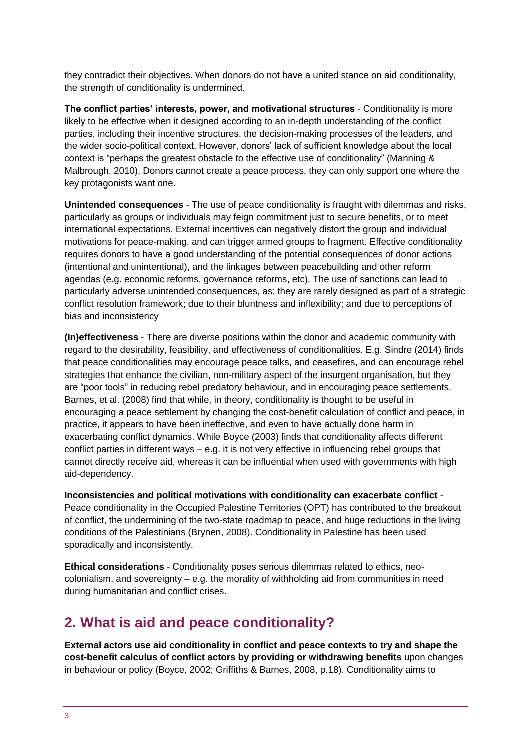they contradict their objectives. When donors do not have a united stance on aid conditionality, the strength of conditionality is undermined.

**The conflict parties' interests, power, and motivational structures** - Conditionality is more likely to be effective when it designed according to an in-depth understanding of the conflict parties, including their incentive structures, the decision-making processes of the leaders, and the wider socio-political context. However, donors' lack of sufficient knowledge about the local context is "perhaps the greatest obstacle to the effective use of conditionality" (Manning & Malbrough, 2010). Donors cannot create a peace process, they can only support one where the key protagonists want one.

**Unintended consequences** - The use of peace conditionality is fraught with dilemmas and risks, particularly as groups or individuals may feign commitment just to secure benefits, or to meet international expectations. External incentives can negatively distort the group and individual motivations for peace-making, and can trigger armed groups to fragment. Effective conditionality requires donors to have a good understanding of the potential consequences of donor actions (intentional and unintentional), and the linkages between peacebuilding and other reform agendas (e.g. economic reforms, governance reforms, etc). The use of sanctions can lead to particularly adverse unintended consequences, as: they are rarely designed as part of a strategic conflict resolution framework; due to their bluntness and inflexibility; and due to perceptions of bias and inconsistency

**(In)effectiveness** - There are diverse positions within the donor and academic community with regard to the desirability, feasibility, and effectiveness of conditionalities. E.g. Sindre (2014) finds that peace conditionalities may encourage peace talks, and ceasefires, and can encourage rebel strategies that enhance the civilian, non-military aspect of the insurgent organisation, but they are "poor tools" in reducing rebel predatory behaviour, and in encouraging peace settlements. Barnes, et al. (2008) find that while, in theory, conditionality is thought to be useful in encouraging a peace settlement by changing the cost-benefit calculation of conflict and peace, in practice, it appears to have been ineffective, and even to have actually done harm in exacerbating conflict dynamics. While Boyce (2003) finds that conditionality affects different conflict parties in different ways – e.g. it is not very effective in influencing rebel groups that cannot directly receive aid, whereas it can be influential when used with governments with high aid-dependency.

**Inconsistencies and political motivations with conditionality can exacerbate conflict** - Peace conditionality in the Occupied Palestine Territories (OPT) has contributed to the breakout of conflict, the undermining of the two-state roadmap to peace, and huge reductions in the living conditions of the Palestinians (Brynen, 2008). Conditionality in Palestine has been used sporadically and inconsistently.

**Ethical considerations** - Conditionality poses serious dilemmas related to ethics, neo-colonialism, and sovereignty – e.g. the morality of withholding aid from communities in need during humanitarian and conflict crises.

## 2. What is aid and peace conditionality?

**External actors use aid conditionality in conflict and peace contexts to try and shape the cost-benefit calculus of conflict actors by providing or withdrawing benefits** upon changes in behaviour or policy (Boyce, 2002; Griffiths & Barnes, 2008, p.18). Conditionality aims to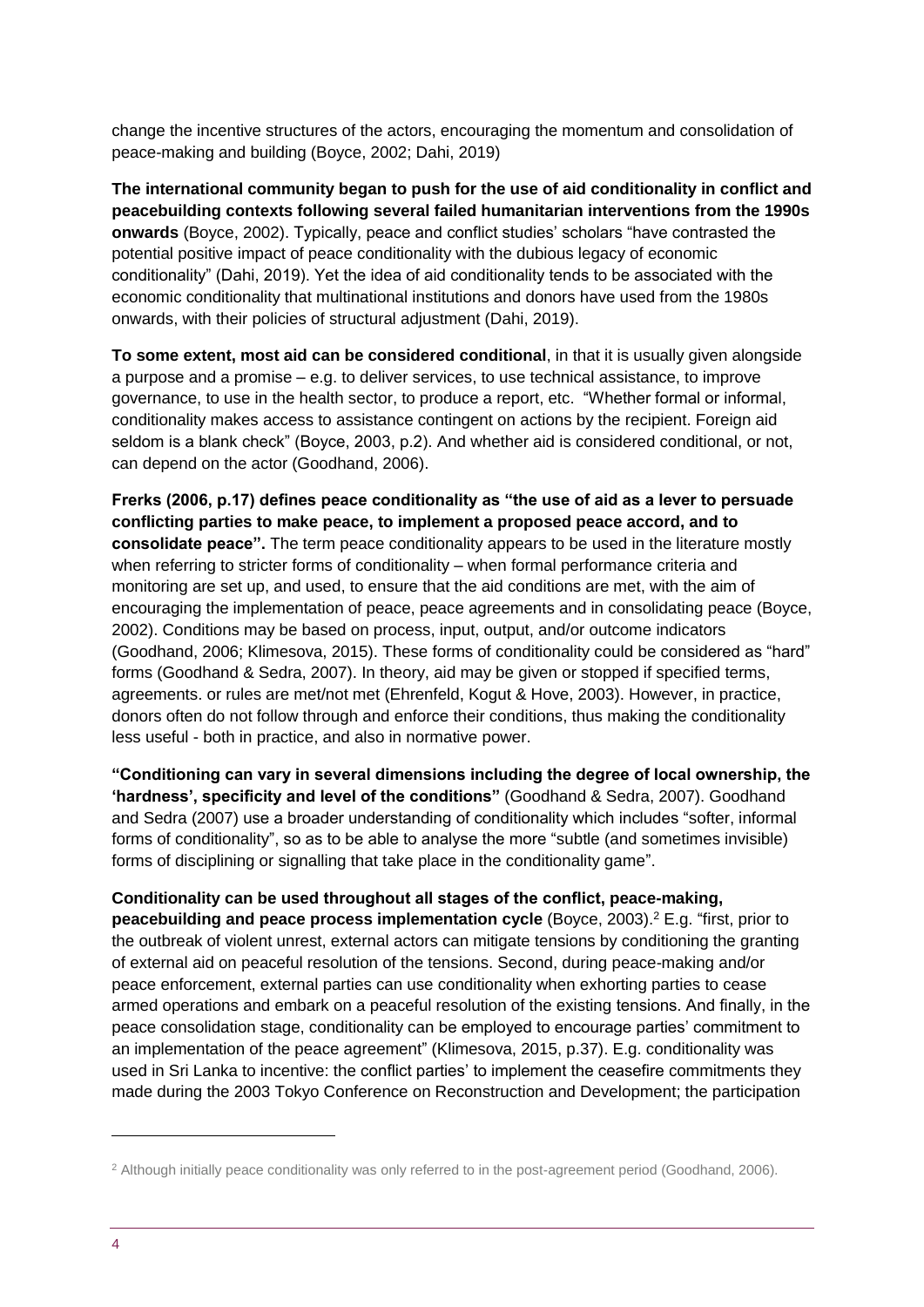change the incentive structures of the actors, encouraging the momentum and consolidation of peace-making and building (Boyce, 2002; Dahi, 2019)

**The international community began to push for the use of aid conditionality in conflict and peacebuilding contexts following several failed humanitarian interventions from the 1990s onwards** (Boyce, 2002). Typically, peace and conflict studies' scholars "have contrasted the potential positive impact of peace conditionality with the dubious legacy of economic conditionality" (Dahi, 2019). Yet the idea of aid conditionality tends to be associated with the economic conditionality that multinational institutions and donors have used from the 1980s onwards, with their policies of structural adjustment (Dahi, 2019).

**To some extent, most aid can be considered conditional**, in that it is usually given alongside a purpose and a promise – e.g. to deliver services, to use technical assistance, to improve governance, to use in the health sector, to produce a report, etc. "Whether formal or informal, conditionality makes access to assistance contingent on actions by the recipient. Foreign aid seldom is a blank check" (Boyce, 2003, p.2). And whether aid is considered conditional, or not, can depend on the actor (Goodhand, 2006).

**Frerks (2006, p.17) defines peace conditionality as "the use of aid as a lever to persuade conflicting parties to make peace, to implement a proposed peace accord, and to consolidate peace".** The term peace conditionality appears to be used in the literature mostly when referring to stricter forms of conditionality – when formal performance criteria and monitoring are set up, and used, to ensure that the aid conditions are met, with the aim of encouraging the implementation of peace, peace agreements and in consolidating peace (Boyce, 2002). Conditions may be based on process, input, output, and/or outcome indicators (Goodhand, 2006; Klimesova, 2015). These forms of conditionality could be considered as "hard" forms (Goodhand & Sedra, 2007). In theory, aid may be given or stopped if specified terms, agreements. or rules are met/not met (Ehrenfeld, Kogut & Hove, 2003). However, in practice, donors often do not follow through and enforce their conditions, thus making the conditionality less useful - both in practice, and also in normative power.

**"Conditioning can vary in several dimensions including the degree of local ownership, the 'hardness', specificity and level of the conditions"** (Goodhand & Sedra, 2007). Goodhand and Sedra (2007) use a broader understanding of conditionality which includes "softer, informal forms of conditionality", so as to be able to analyse the more "subtle (and sometimes invisible) forms of disciplining or signalling that take place in the conditionality game".

**Conditionality can be used throughout all stages of the conflict, peace-making, peacebuilding and peace process implementation cycle** (Boyce, 2003).[2] E.g. "first, prior to the outbreak of violent unrest, external actors can mitigate tensions by conditioning the granting of external aid on peaceful resolution of the tensions. Second, during peace-making and/or peace enforcement, external parties can use conditionality when exhorting parties to cease armed operations and embark on a peaceful resolution of the existing tensions. And finally, in the peace consolidation stage, conditionality can be employed to encourage parties' commitment to an implementation of the peace agreement" (Klimesova, 2015, p.37). E.g. conditionality was used in Sri Lanka to incentive: the conflict parties' to implement the ceasefire commitments they made during the 2003 Tokyo Conference on Reconstruction and Development; the participation

[2] Although initially peace conditionality was only referred to in the post-agreement period (Goodhand, 2006).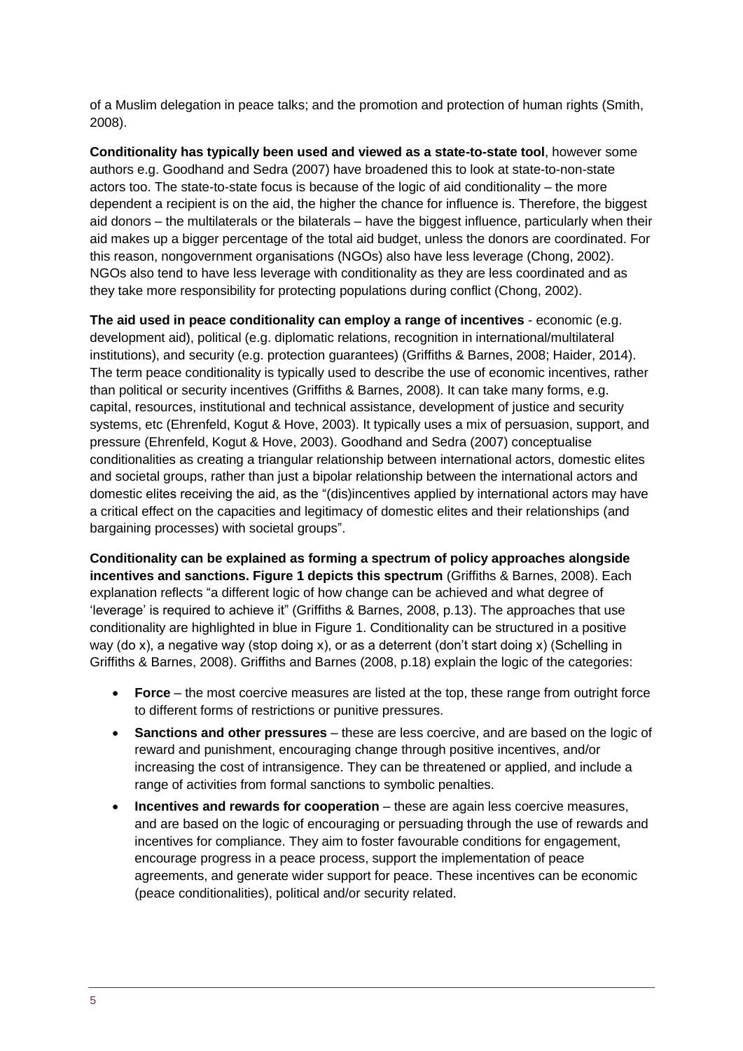of a Muslim delegation in peace talks; and the promotion and protection of human rights (Smith, 2008).

**Conditionality has typically been used and viewed as a state-to-state tool**, however some authors e.g. Goodhand and Sedra (2007) have broadened this to look at state-to-non-state actors too. The state-to-state focus is because of the logic of aid conditionality – the more dependent a recipient is on the aid, the higher the chance for influence is. Therefore, the biggest aid donors – the multilaterals or the bilaterals – have the biggest influence, particularly when their aid makes up a bigger percentage of the total aid budget, unless the donors are coordinated. For this reason, nongovernment organisations (NGOs) also have less leverage (Chong, 2002). NGOs also tend to have less leverage with conditionality as they are less coordinated and as they take more responsibility for protecting populations during conflict (Chong, 2002).

**The aid used in peace conditionality can employ a range of incentives** - economic (e.g. development aid), political (e.g. diplomatic relations, recognition in international/multilateral institutions), and security (e.g. protection guarantees) (Griffiths & Barnes, 2008; Haider, 2014). The term peace conditionality is typically used to describe the use of economic incentives, rather than political or security incentives (Griffiths & Barnes, 2008). It can take many forms, e.g. capital, resources, institutional and technical assistance, development of justice and security systems, etc (Ehrenfeld, Kogut & Hove, 2003). It typically uses a mix of persuasion, support, and pressure (Ehrenfeld, Kogut & Hove, 2003). Goodhand and Sedra (2007) conceptualise conditionalities as creating a triangular relationship between international actors, domestic elites and societal groups, rather than just a bipolar relationship between the international actors and domestic elites receiving the aid, as the "(dis)incentives applied by international actors may have a critical effect on the capacities and legitimacy of domestic elites and their relationships (and bargaining processes) with societal groups".

**Conditionality can be explained as forming a spectrum of policy approaches alongside incentives and sanctions. Figure 1 depicts this spectrum** (Griffiths & Barnes, 2008). Each explanation reflects "a different logic of how change can be achieved and what degree of 'leverage' is required to achieve it" (Griffiths & Barnes, 2008, p.13). The approaches that use conditionality are highlighted in blue in Figure 1. Conditionality can be structured in a positive way (do x), a negative way (stop doing x), or as a deterrent (don't start doing x) (Schelling in Griffiths & Barnes, 2008). Griffiths and Barnes (2008, p.18) explain the logic of the categories:

- **Force** – the most coercive measures are listed at the top, these range from outright force to different forms of restrictions or punitive pressures.
- **Sanctions and other pressures** – these are less coercive, and are based on the logic of reward and punishment, encouraging change through positive incentives, and/or increasing the cost of intransigence. They can be threatened or applied, and include a range of activities from formal sanctions to symbolic penalties.
- **Incentives and rewards for cooperation** – these are again less coercive measures, and are based on the logic of encouraging or persuading through the use of rewards and incentives for compliance. They aim to foster favourable conditions for engagement, encourage progress in a peace process, support the implementation of peace agreements, and generate wider support for peace. These incentives can be economic (peace conditionalities), political and/or security related.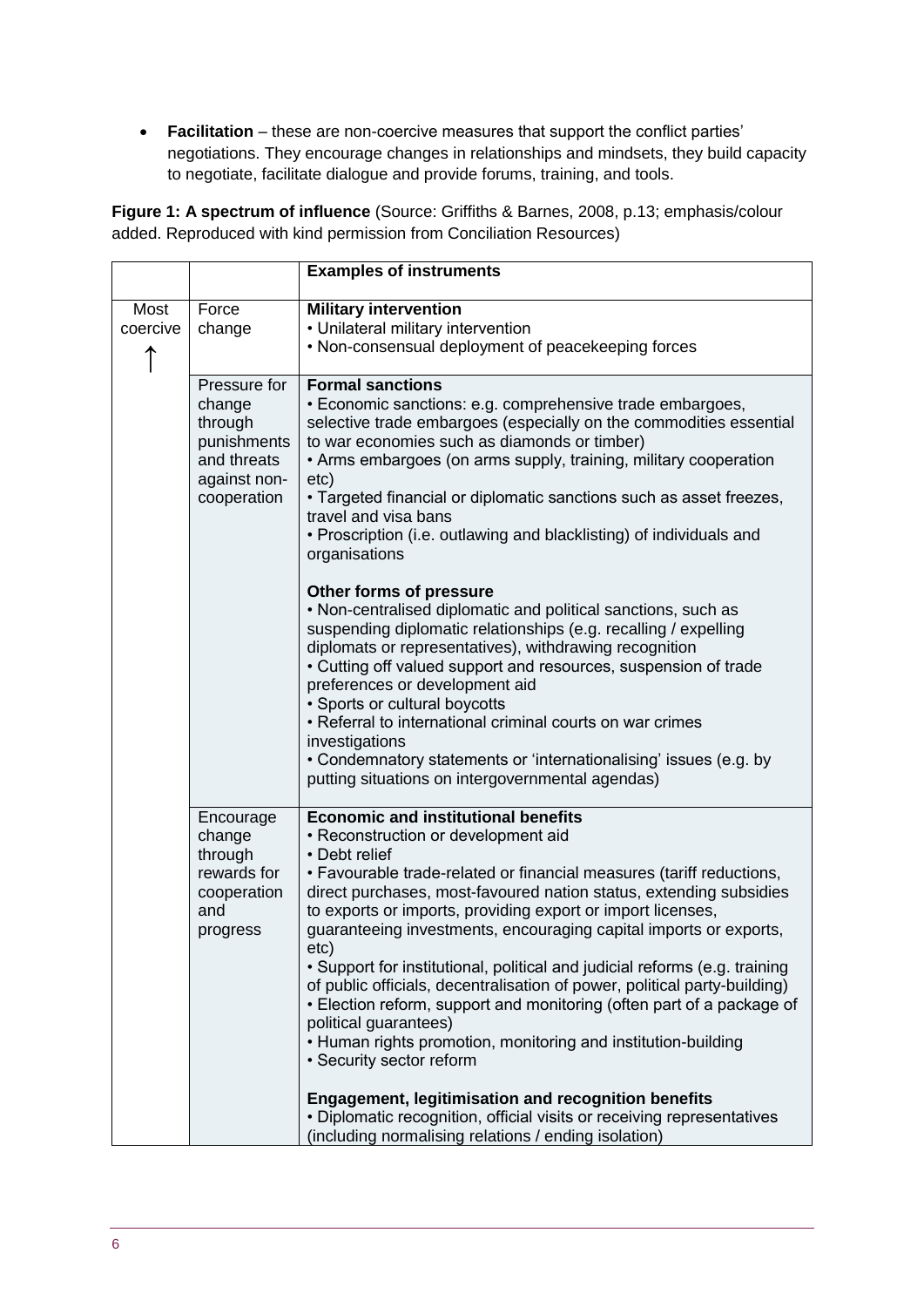- **Facilitation** – these are non-coercive measures that support the conflict parties' negotiations. They encourage changes in relationships and mindsets, they build capacity to negotiate, facilitate dialogue and provide forums, training, and tools.

**Figure 1: A spectrum of influence** (Source: Griffiths & Barnes, 2008, p.13; emphasis/colour added. Reproduced with kind permission from Conciliation Resources)

| | | **Examples of instruments** |
|---|---|---|
| Most coercive ↑ | Force change | **Military intervention**<br>• Unilateral military intervention<br>• Non-consensual deployment of peacekeeping forces |
| | Pressure for change through punishments and threats against non-cooperation | **Formal sanctions**<br>• Economic sanctions: e.g. comprehensive trade embargoes, selective trade embargoes (especially on the commodities essential to war economies such as diamonds or timber)<br>• Arms embargoes (on arms supply, training, military cooperation etc)<br>• Targeted financial or diplomatic sanctions such as asset freezes, travel and visa bans<br>• Proscription (i.e. outlawing and blacklisting) of individuals and organisations<br><br>**Other forms of pressure**<br>• Non-centralised diplomatic and political sanctions, such as suspending diplomatic relationships (e.g. recalling / expelling diplomats or representatives), withdrawing recognition<br>• Cutting off valued support and resources, suspension of trade preferences or development aid<br>• Sports or cultural boycotts<br>• Referral to international criminal courts on war crimes investigations<br>• Condemnatory statements or 'internationalising' issues (e.g. by putting situations on intergovernmental agendas) |
| | Encourage change through rewards for cooperation and progress | **Economic and institutional benefits**<br>• Reconstruction or development aid<br>• Debt relief<br>• Favourable trade-related or financial measures (tariff reductions, direct purchases, most-favoured nation status, extending subsidies to exports or imports, providing export or import licenses, guaranteeing investments, encouraging capital imports or exports, etc)<br>• Support for institutional, political and judicial reforms (e.g. training of public officials, decentralisation of power, political party-building)<br>• Election reform, support and monitoring (often part of a package of political guarantees)<br>• Human rights promotion, monitoring and institution-building<br>• Security sector reform<br><br>**Engagement, legitimisation and recognition benefits**<br>• Diplomatic recognition, official visits or receiving representatives (including normalising relations / ending isolation) |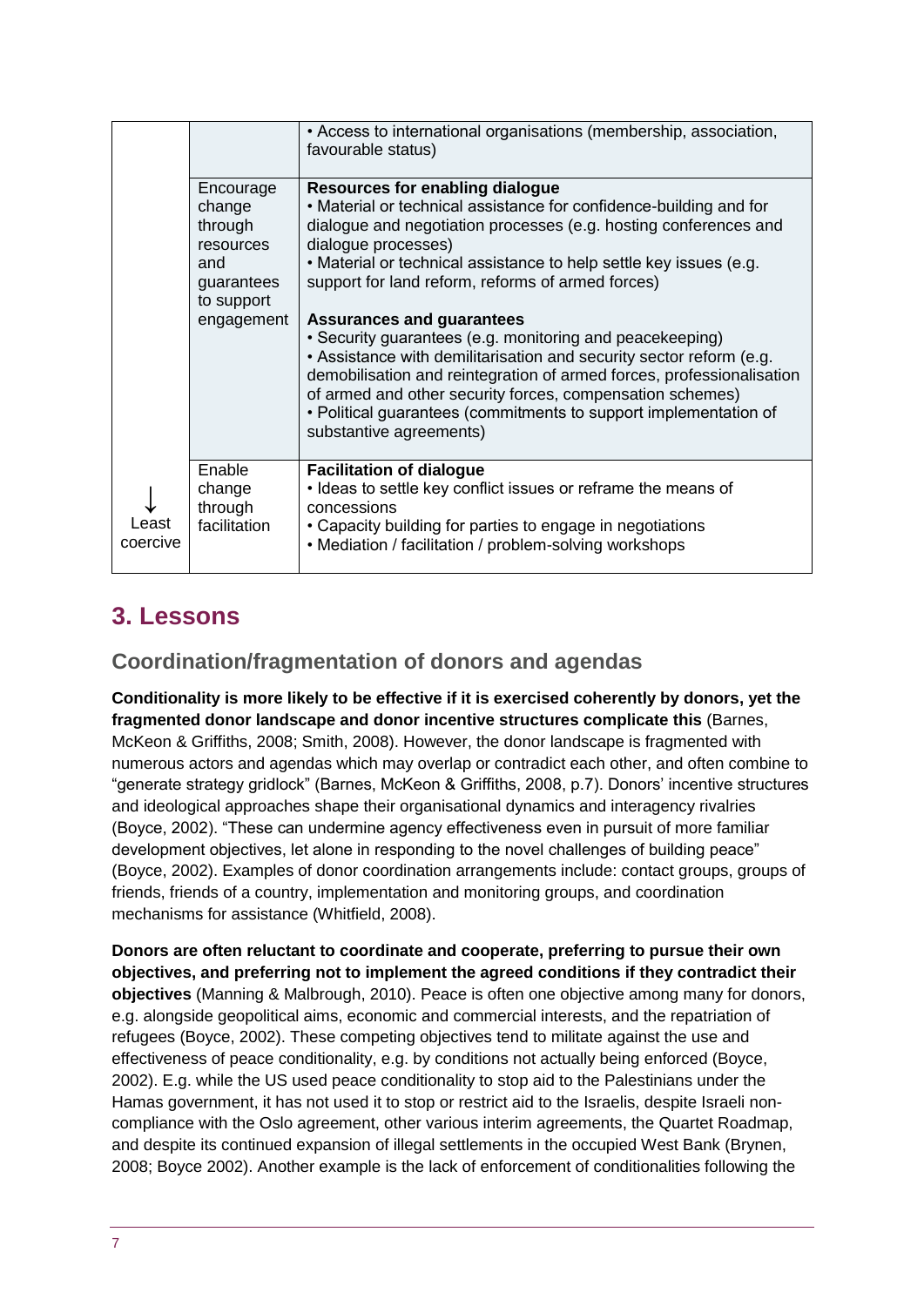| | | |
|---|---|---|
| | | • Access to international organisations (membership, association, favourable status) |
| | Encourage change through resources and guarantees to support engagement | **Resources for enabling dialogue**<br>• Material or technical assistance for confidence-building and for dialogue and negotiation processes (e.g. hosting conferences and dialogue processes)<br>• Material or technical assistance to help settle key issues (e.g. support for land reform, reforms of armed forces)<br><br>**Assurances and guarantees**<br>• Security guarantees (e.g. monitoring and peacekeeping)<br>• Assistance with demilitarisation and security sector reform (e.g. demobilisation and reintegration of armed forces, professionalisation of armed and other security forces, compensation schemes)<br>• Political guarantees (commitments to support implementation of substantive agreements) |
| ↓<br>Least coercive | Enable change through facilitation | **Facilitation of dialogue**<br>• Ideas to settle key conflict issues or reframe the means of concessions<br>• Capacity building for parties to engage in negotiations<br>• Mediation / facilitation / problem-solving workshops |

# 3. Lessons

## Coordination/fragmentation of donors and agendas

**Conditionality is more likely to be effective if it is exercised coherently by donors, yet the fragmented donor landscape and donor incentive structures complicate this** (Barnes, McKeon & Griffiths, 2008; Smith, 2008). However, the donor landscape is fragmented with numerous actors and agendas which may overlap or contradict each other, and often combine to "generate strategy gridlock" (Barnes, McKeon & Griffiths, 2008, p.7). Donors' incentive structures and ideological approaches shape their organisational dynamics and interagency rivalries (Boyce, 2002). "These can undermine agency effectiveness even in pursuit of more familiar development objectives, let alone in responding to the novel challenges of building peace" (Boyce, 2002). Examples of donor coordination arrangements include: contact groups, groups of friends, friends of a country, implementation and monitoring groups, and coordination mechanisms for assistance (Whitfield, 2008).

**Donors are often reluctant to coordinate and cooperate, preferring to pursue their own objectives, and preferring not to implement the agreed conditions if they contradict their objectives** (Manning & Malbrough, 2010). Peace is often one objective among many for donors, e.g. alongside geopolitical aims, economic and commercial interests, and the repatriation of refugees (Boyce, 2002). These competing objectives tend to militate against the use and effectiveness of peace conditionality, e.g. by conditions not actually being enforced (Boyce, 2002). E.g. while the US used peace conditionality to stop aid to the Palestinians under the Hamas government, it has not used it to stop or restrict aid to the Israelis, despite Israeli non-compliance with the Oslo agreement, other various interim agreements, the Quartet Roadmap, and despite its continued expansion of illegal settlements in the occupied West Bank (Brynen, 2008; Boyce 2002). Another example is the lack of enforcement of conditionalities following the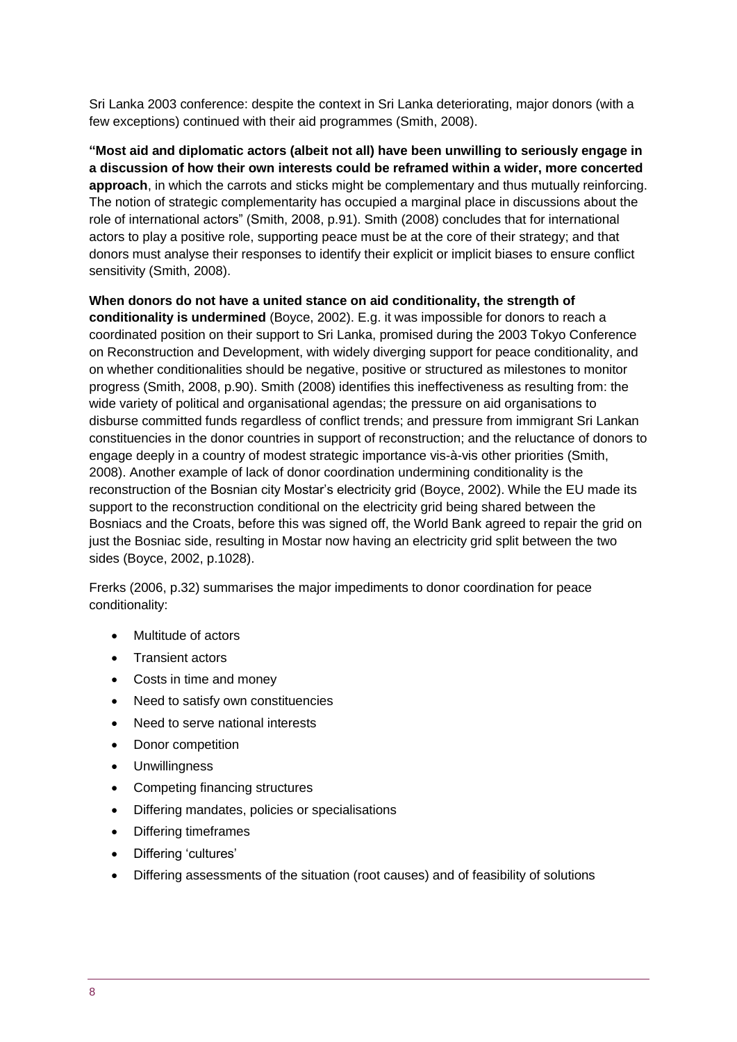Sri Lanka 2003 conference: despite the context in Sri Lanka deteriorating, major donors (with a few exceptions) continued with their aid programmes (Smith, 2008).

**"Most aid and diplomatic actors (albeit not all) have been unwilling to seriously engage in a discussion of how their own interests could be reframed within a wider, more concerted approach**, in which the carrots and sticks might be complementary and thus mutually reinforcing. The notion of strategic complementarity has occupied a marginal place in discussions about the role of international actors" (Smith, 2008, p.91). Smith (2008) concludes that for international actors to play a positive role, supporting peace must be at the core of their strategy; and that donors must analyse their responses to identify their explicit or implicit biases to ensure conflict sensitivity (Smith, 2008).

**When donors do not have a united stance on aid conditionality, the strength of conditionality is undermined** (Boyce, 2002). E.g. it was impossible for donors to reach a coordinated position on their support to Sri Lanka, promised during the 2003 Tokyo Conference on Reconstruction and Development, with widely diverging support for peace conditionality, and on whether conditionalities should be negative, positive or structured as milestones to monitor progress (Smith, 2008, p.90). Smith (2008) identifies this ineffectiveness as resulting from: the wide variety of political and organisational agendas; the pressure on aid organisations to disburse committed funds regardless of conflict trends; and pressure from immigrant Sri Lankan constituencies in the donor countries in support of reconstruction; and the reluctance of donors to engage deeply in a country of modest strategic importance vis-à-vis other priorities (Smith, 2008). Another example of lack of donor coordination undermining conditionality is the reconstruction of the Bosnian city Mostar's electricity grid (Boyce, 2002). While the EU made its support to the reconstruction conditional on the electricity grid being shared between the Bosniacs and the Croats, before this was signed off, the World Bank agreed to repair the grid on just the Bosniac side, resulting in Mostar now having an electricity grid split between the two sides (Boyce, 2002, p.1028).

Frerks (2006, p.32) summarises the major impediments to donor coordination for peace conditionality:

- Multitude of actors
- Transient actors
- Costs in time and money
- Need to satisfy own constituencies
- Need to serve national interests
- Donor competition
- Unwillingness
- Competing financing structures
- Differing mandates, policies or specialisations
- Differing timeframes
- Differing 'cultures'
- Differing assessments of the situation (root causes) and of feasibility of solutions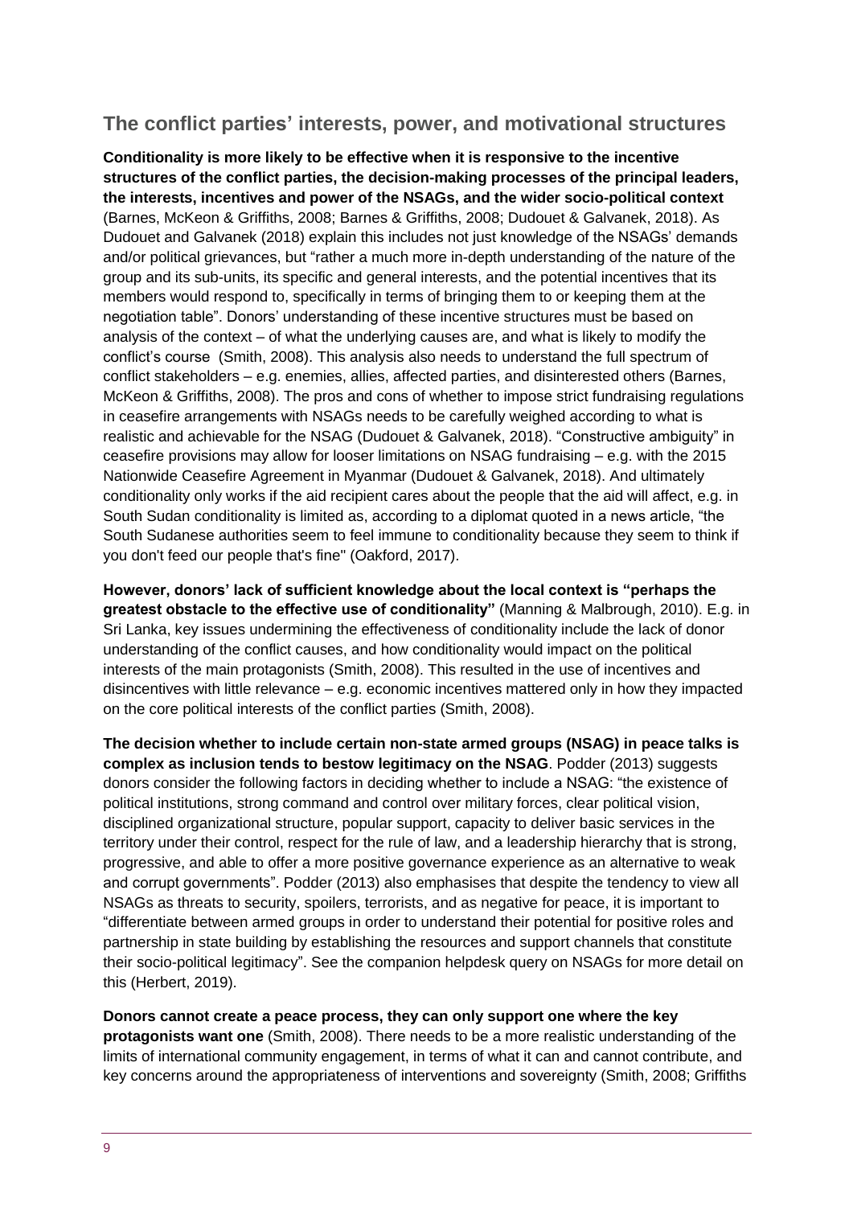## The conflict parties' interests, power, and motivational structures

**Conditionality is more likely to be effective when it is responsive to the incentive structures of the conflict parties, the decision-making processes of the principal leaders, the interests, incentives and power of the NSAGs, and the wider socio-political context** (Barnes, McKeon & Griffiths, 2008; Barnes & Griffiths, 2008; Dudouet & Galvanek, 2018). As Dudouet and Galvanek (2018) explain this includes not just knowledge of the NSAGs' demands and/or political grievances, but "rather a much more in-depth understanding of the nature of the group and its sub-units, its specific and general interests, and the potential incentives that its members would respond to, specifically in terms of bringing them to or keeping them at the negotiation table". Donors' understanding of these incentive structures must be based on analysis of the context – of what the underlying causes are, and what is likely to modify the conflict's course (Smith, 2008). This analysis also needs to understand the full spectrum of conflict stakeholders – e.g. enemies, allies, affected parties, and disinterested others (Barnes, McKeon & Griffiths, 2008). The pros and cons of whether to impose strict fundraising regulations in ceasefire arrangements with NSAGs needs to be carefully weighed according to what is realistic and achievable for the NSAG (Dudouet & Galvanek, 2018). "Constructive ambiguity" in ceasefire provisions may allow for looser limitations on NSAG fundraising – e.g. with the 2015 Nationwide Ceasefire Agreement in Myanmar (Dudouet & Galvanek, 2018). And ultimately conditionality only works if the aid recipient cares about the people that the aid will affect, e.g. in South Sudan conditionality is limited as, according to a diplomat quoted in a news article, "the South Sudanese authorities seem to feel immune to conditionality because they seem to think if you don't feed our people that's fine" (Oakford, 2017).

**However, donors' lack of sufficient knowledge about the local context is "perhaps the greatest obstacle to the effective use of conditionality"** (Manning & Malbrough, 2010). E.g. in Sri Lanka, key issues undermining the effectiveness of conditionality include the lack of donor understanding of the conflict causes, and how conditionality would impact on the political interests of the main protagonists (Smith, 2008). This resulted in the use of incentives and disincentives with little relevance – e.g. economic incentives mattered only in how they impacted on the core political interests of the conflict parties (Smith, 2008).

**The decision whether to include certain non-state armed groups (NSAG) in peace talks is complex as inclusion tends to bestow legitimacy on the NSAG**. Podder (2013) suggests donors consider the following factors in deciding whether to include a NSAG: "the existence of political institutions, strong command and control over military forces, clear political vision, disciplined organizational structure, popular support, capacity to deliver basic services in the territory under their control, respect for the rule of law, and a leadership hierarchy that is strong, progressive, and able to offer a more positive governance experience as an alternative to weak and corrupt governments". Podder (2013) also emphasises that despite the tendency to view all NSAGs as threats to security, spoilers, terrorists, and as negative for peace, it is important to "differentiate between armed groups in order to understand their potential for positive roles and partnership in state building by establishing the resources and support channels that constitute their socio-political legitimacy". See the companion helpdesk query on NSAGs for more detail on this (Herbert, 2019).

**Donors cannot create a peace process, they can only support one where the key protagonists want one** (Smith, 2008). There needs to be a more realistic understanding of the limits of international community engagement, in terms of what it can and cannot contribute, and key concerns around the appropriateness of interventions and sovereignty (Smith, 2008; Griffiths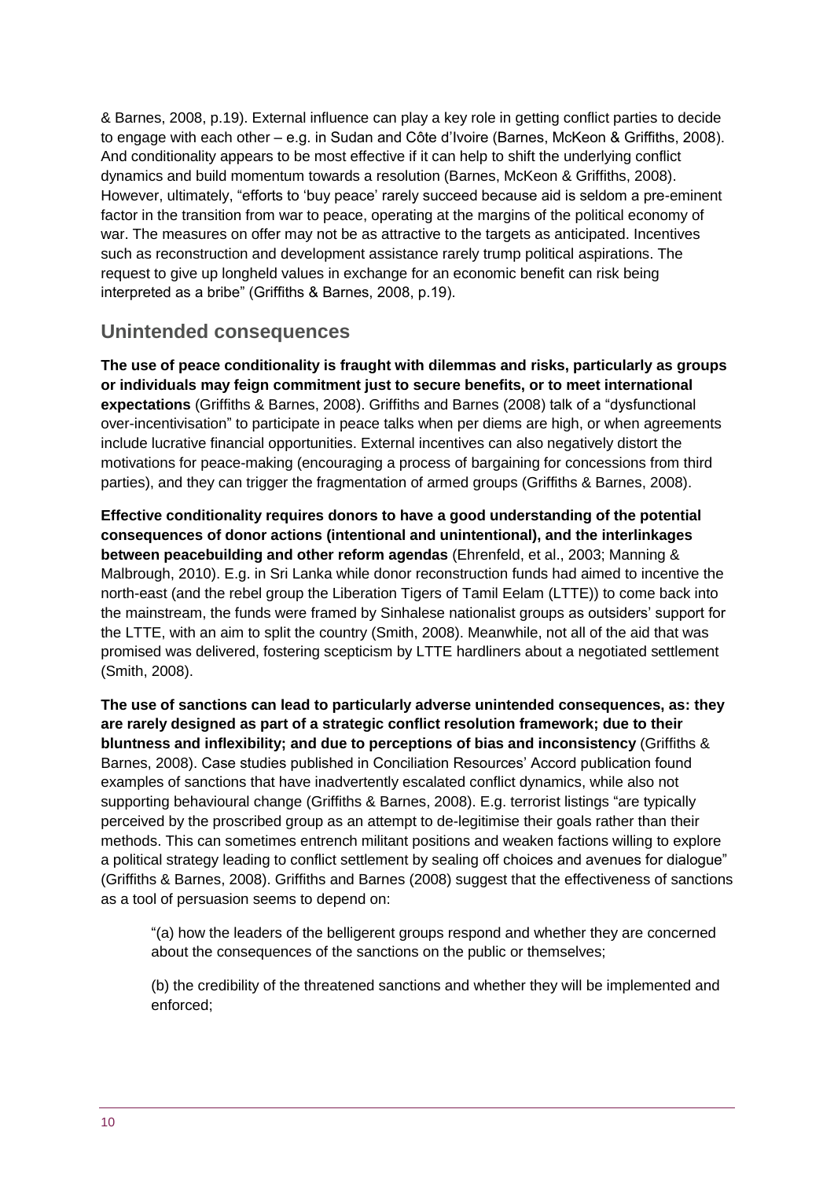& Barnes, 2008, p.19). External influence can play a key role in getting conflict parties to decide to engage with each other – e.g. in Sudan and Côte d'Ivoire (Barnes, McKeon & Griffiths, 2008). And conditionality appears to be most effective if it can help to shift the underlying conflict dynamics and build momentum towards a resolution (Barnes, McKeon & Griffiths, 2008). However, ultimately, "efforts to 'buy peace' rarely succeed because aid is seldom a pre-eminent factor in the transition from war to peace, operating at the margins of the political economy of war. The measures on offer may not be as attractive to the targets as anticipated. Incentives such as reconstruction and development assistance rarely trump political aspirations. The request to give up longheld values in exchange for an economic benefit can risk being interpreted as a bribe" (Griffiths & Barnes, 2008, p.19).

## Unintended consequences

**The use of peace conditionality is fraught with dilemmas and risks, particularly as groups or individuals may feign commitment just to secure benefits, or to meet international expectations** (Griffiths & Barnes, 2008). Griffiths and Barnes (2008) talk of a "dysfunctional over-incentivisation" to participate in peace talks when per diems are high, or when agreements include lucrative financial opportunities. External incentives can also negatively distort the motivations for peace-making (encouraging a process of bargaining for concessions from third parties), and they can trigger the fragmentation of armed groups (Griffiths & Barnes, 2008).

**Effective conditionality requires donors to have a good understanding of the potential consequences of donor actions (intentional and unintentional), and the interlinkages between peacebuilding and other reform agendas** (Ehrenfeld, et al., 2003; Manning & Malbrough, 2010). E.g. in Sri Lanka while donor reconstruction funds had aimed to incentive the north-east (and the rebel group the Liberation Tigers of Tamil Eelam (LTTE)) to come back into the mainstream, the funds were framed by Sinhalese nationalist groups as outsiders' support for the LTTE, with an aim to split the country (Smith, 2008). Meanwhile, not all of the aid that was promised was delivered, fostering scepticism by LTTE hardliners about a negotiated settlement (Smith, 2008).

**The use of sanctions can lead to particularly adverse unintended consequences, as: they are rarely designed as part of a strategic conflict resolution framework; due to their bluntness and inflexibility; and due to perceptions of bias and inconsistency** (Griffiths & Barnes, 2008). Case studies published in Conciliation Resources' Accord publication found examples of sanctions that have inadvertently escalated conflict dynamics, while also not supporting behavioural change (Griffiths & Barnes, 2008). E.g. terrorist listings "are typically perceived by the proscribed group as an attempt to de-legitimise their goals rather than their methods. This can sometimes entrench militant positions and weaken factions willing to explore a political strategy leading to conflict settlement by sealing off choices and avenues for dialogue" (Griffiths & Barnes, 2008). Griffiths and Barnes (2008) suggest that the effectiveness of sanctions as a tool of persuasion seems to depend on:

> "(a) how the leaders of the belligerent groups respond and whether they are concerned about the consequences of the sanctions on the public or themselves;
>
> (b) the credibility of the threatened sanctions and whether they will be implemented and enforced;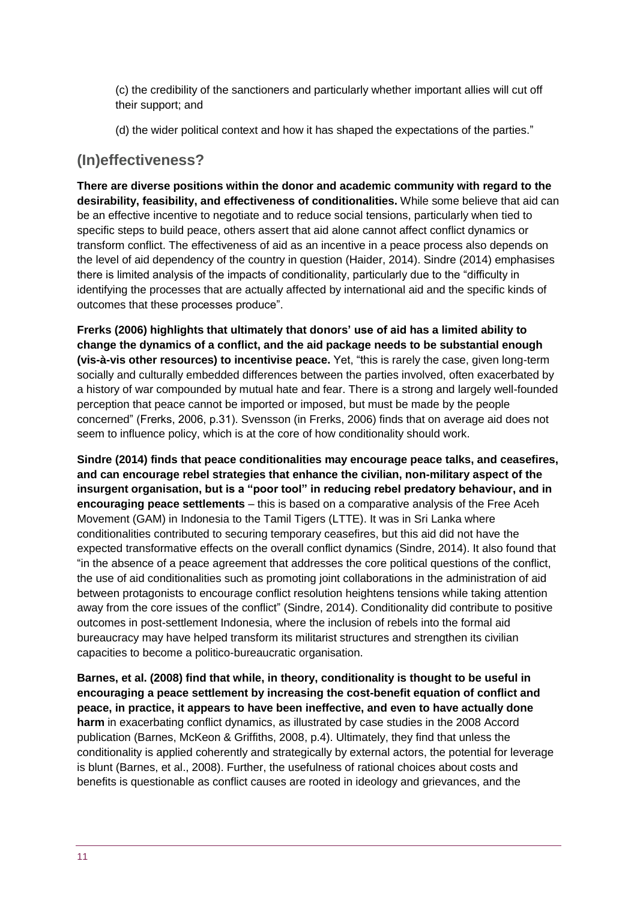(c) the credibility of the sanctioners and particularly whether important allies will cut off their support; and

(d) the wider political context and how it has shaped the expectations of the parties."

## (In)effectiveness?

**There are diverse positions within the donor and academic community with regard to the desirability, feasibility, and effectiveness of conditionalities.** While some believe that aid can be an effective incentive to negotiate and to reduce social tensions, particularly when tied to specific steps to build peace, others assert that aid alone cannot affect conflict dynamics or transform conflict. The effectiveness of aid as an incentive in a peace process also depends on the level of aid dependency of the country in question (Haider, 2014). Sindre (2014) emphasises there is limited analysis of the impacts of conditionality, particularly due to the "difficulty in identifying the processes that are actually affected by international aid and the specific kinds of outcomes that these processes produce".

**Frerks (2006) highlights that ultimately that donors' use of aid has a limited ability to change the dynamics of a conflict, and the aid package needs to be substantial enough (vis-à-vis other resources) to incentivise peace.** Yet, "this is rarely the case, given long-term socially and culturally embedded differences between the parties involved, often exacerbated by a history of war compounded by mutual hate and fear. There is a strong and largely well-founded perception that peace cannot be imported or imposed, but must be made by the people concerned" (Frerks, 2006, p.31). Svensson (in Frerks, 2006) finds that on average aid does not seem to influence policy, which is at the core of how conditionality should work.

**Sindre (2014) finds that peace conditionalities may encourage peace talks, and ceasefires, and can encourage rebel strategies that enhance the civilian, non-military aspect of the insurgent organisation, but is a "poor tool" in reducing rebel predatory behaviour, and in encouraging peace settlements** – this is based on a comparative analysis of the Free Aceh Movement (GAM) in Indonesia to the Tamil Tigers (LTTE). It was in Sri Lanka where conditionalities contributed to securing temporary ceasefires, but this aid did not have the expected transformative effects on the overall conflict dynamics (Sindre, 2014). It also found that "in the absence of a peace agreement that addresses the core political questions of the conflict, the use of aid conditionalities such as promoting joint collaborations in the administration of aid between protagonists to encourage conflict resolution heightens tensions while taking attention away from the core issues of the conflict" (Sindre, 2014). Conditionality did contribute to positive outcomes in post-settlement Indonesia, where the inclusion of rebels into the formal aid bureaucracy may have helped transform its militarist structures and strengthen its civilian capacities to become a politico-bureaucratic organisation.

**Barnes, et al. (2008) find that while, in theory, conditionality is thought to be useful in encouraging a peace settlement by increasing the cost-benefit equation of conflict and peace, in practice, it appears to have been ineffective, and even to have actually done harm** in exacerbating conflict dynamics, as illustrated by case studies in the 2008 Accord publication (Barnes, McKeon & Griffiths, 2008, p.4). Ultimately, they find that unless the conditionality is applied coherently and strategically by external actors, the potential for leverage is blunt (Barnes, et al., 2008). Further, the usefulness of rational choices about costs and benefits is questionable as conflict causes are rooted in ideology and grievances, and the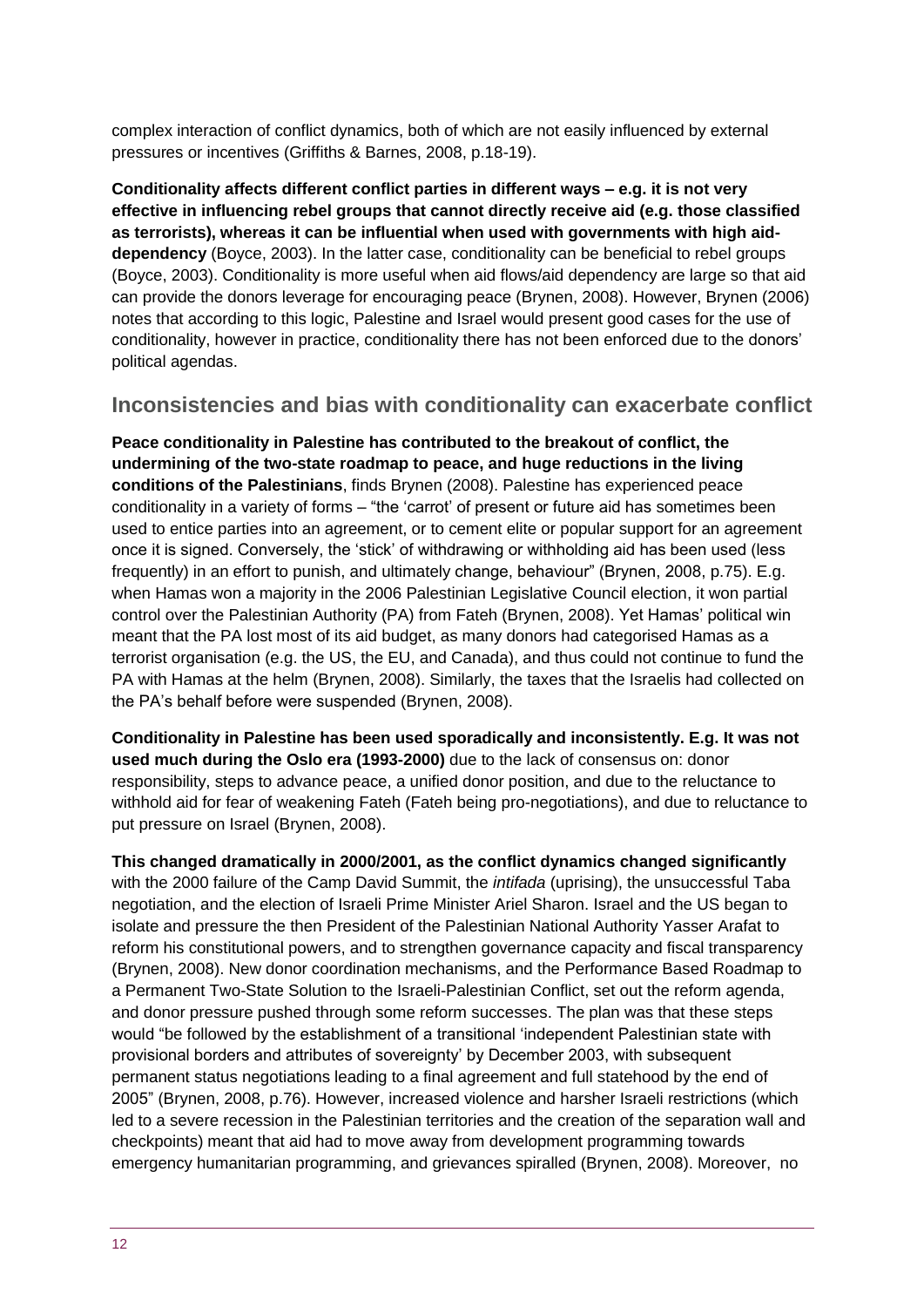complex interaction of conflict dynamics, both of which are not easily influenced by external pressures or incentives (Griffiths & Barnes, 2008, p.18-19).

**Conditionality affects different conflict parties in different ways – e.g. it is not very effective in influencing rebel groups that cannot directly receive aid (e.g. those classified as terrorists), whereas it can be influential when used with governments with high aid-dependency** (Boyce, 2003). In the latter case, conditionality can be beneficial to rebel groups (Boyce, 2003). Conditionality is more useful when aid flows/aid dependency are large so that aid can provide the donors leverage for encouraging peace (Brynen, 2008). However, Brynen (2006) notes that according to this logic, Palestine and Israel would present good cases for the use of conditionality, however in practice, conditionality there has not been enforced due to the donors' political agendas.

## Inconsistencies and bias with conditionality can exacerbate conflict

**Peace conditionality in Palestine has contributed to the breakout of conflict, the undermining of the two-state roadmap to peace, and huge reductions in the living conditions of the Palestinians**, finds Brynen (2008). Palestine has experienced peace conditionality in a variety of forms – "the 'carrot' of present or future aid has sometimes been used to entice parties into an agreement, or to cement elite or popular support for an agreement once it is signed. Conversely, the 'stick' of withdrawing or withholding aid has been used (less frequently) in an effort to punish, and ultimately change, behaviour" (Brynen, 2008, p.75). E.g. when Hamas won a majority in the 2006 Palestinian Legislative Council election, it won partial control over the Palestinian Authority (PA) from Fateh (Brynen, 2008). Yet Hamas' political win meant that the PA lost most of its aid budget, as many donors had categorised Hamas as a terrorist organisation (e.g. the US, the EU, and Canada), and thus could not continue to fund the PA with Hamas at the helm (Brynen, 2008). Similarly, the taxes that the Israelis had collected on the PA's behalf before were suspended (Brynen, 2008).

**Conditionality in Palestine has been used sporadically and inconsistently. E.g. It was not used much during the Oslo era (1993-2000)** due to the lack of consensus on: donor responsibility, steps to advance peace, a unified donor position, and due to the reluctance to withhold aid for fear of weakening Fateh (Fateh being pro-negotiations), and due to reluctance to put pressure on Israel (Brynen, 2008).

**This changed dramatically in 2000/2001, as the conflict dynamics changed significantly** with the 2000 failure of the Camp David Summit, the *intifada* (uprising), the unsuccessful Taba negotiation, and the election of Israeli Prime Minister Ariel Sharon. Israel and the US began to isolate and pressure the then President of the Palestinian National Authority Yasser Arafat to reform his constitutional powers, and to strengthen governance capacity and fiscal transparency (Brynen, 2008). New donor coordination mechanisms, and the Performance Based Roadmap to a Permanent Two-State Solution to the Israeli-Palestinian Conflict, set out the reform agenda, and donor pressure pushed through some reform successes. The plan was that these steps would "be followed by the establishment of a transitional 'independent Palestinian state with provisional borders and attributes of sovereignty' by December 2003, with subsequent permanent status negotiations leading to a final agreement and full statehood by the end of 2005" (Brynen, 2008, p.76). However, increased violence and harsher Israeli restrictions (which led to a severe recession in the Palestinian territories and the creation of the separation wall and checkpoints) meant that aid had to move away from development programming towards emergency humanitarian programming, and grievances spiralled (Brynen, 2008). Moreover, no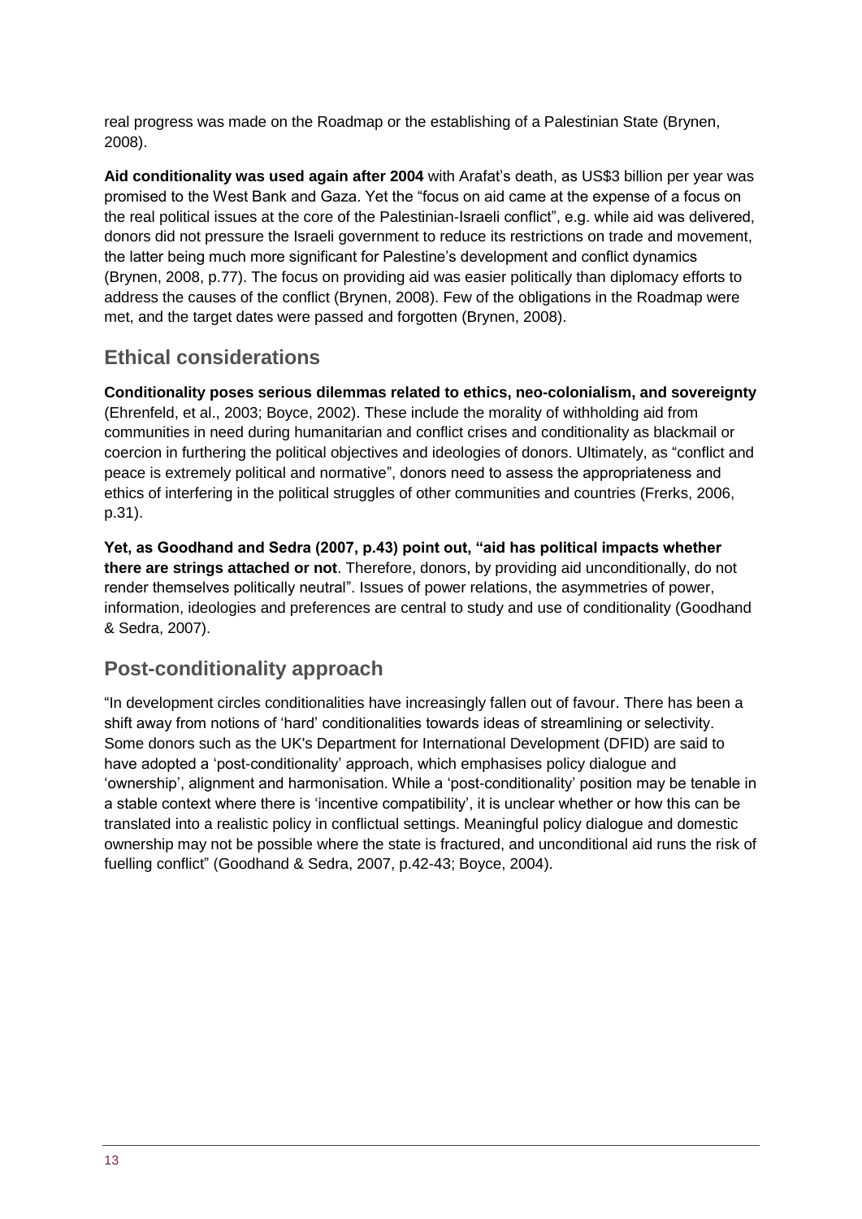real progress was made on the Roadmap or the establishing of a Palestinian State (Brynen, 2008).

**Aid conditionality was used again after 2004** with Arafat's death, as US$3 billion per year was promised to the West Bank and Gaza. Yet the "focus on aid came at the expense of a focus on the real political issues at the core of the Palestinian-Israeli conflict", e.g. while aid was delivered, donors did not pressure the Israeli government to reduce its restrictions on trade and movement, the latter being much more significant for Palestine's development and conflict dynamics (Brynen, 2008, p.77). The focus on providing aid was easier politically than diplomacy efforts to address the causes of the conflict (Brynen, 2008). Few of the obligations in the Roadmap were met, and the target dates were passed and forgotten (Brynen, 2008).

## Ethical considerations

**Conditionality poses serious dilemmas related to ethics, neo-colonialism, and sovereignty** (Ehrenfeld, et al., 2003; Boyce, 2002). These include the morality of withholding aid from communities in need during humanitarian and conflict crises and conditionality as blackmail or coercion in furthering the political objectives and ideologies of donors. Ultimately, as "conflict and peace is extremely political and normative", donors need to assess the appropriateness and ethics of interfering in the political struggles of other communities and countries (Frerks, 2006, p.31).

**Yet, as Goodhand and Sedra (2007, p.43) point out, "aid has political impacts whether there are strings attached or not**. Therefore, donors, by providing aid unconditionally, do not render themselves politically neutral". Issues of power relations, the asymmetries of power, information, ideologies and preferences are central to study and use of conditionality (Goodhand & Sedra, 2007).

## Post-conditionality approach

"In development circles conditionalities have increasingly fallen out of favour. There has been a shift away from notions of 'hard' conditionalities towards ideas of streamlining or selectivity. Some donors such as the UK's Department for International Development (DFID) are said to have adopted a 'post-conditionality' approach, which emphasises policy dialogue and 'ownership', alignment and harmonisation. While a 'post-conditionality' position may be tenable in a stable context where there is 'incentive compatibility', it is unclear whether or how this can be translated into a realistic policy in conflictual settings. Meaningful policy dialogue and domestic ownership may not be possible where the state is fractured, and unconditional aid runs the risk of fuelling conflict" (Goodhand & Sedra, 2007, p.42-43; Boyce, 2004).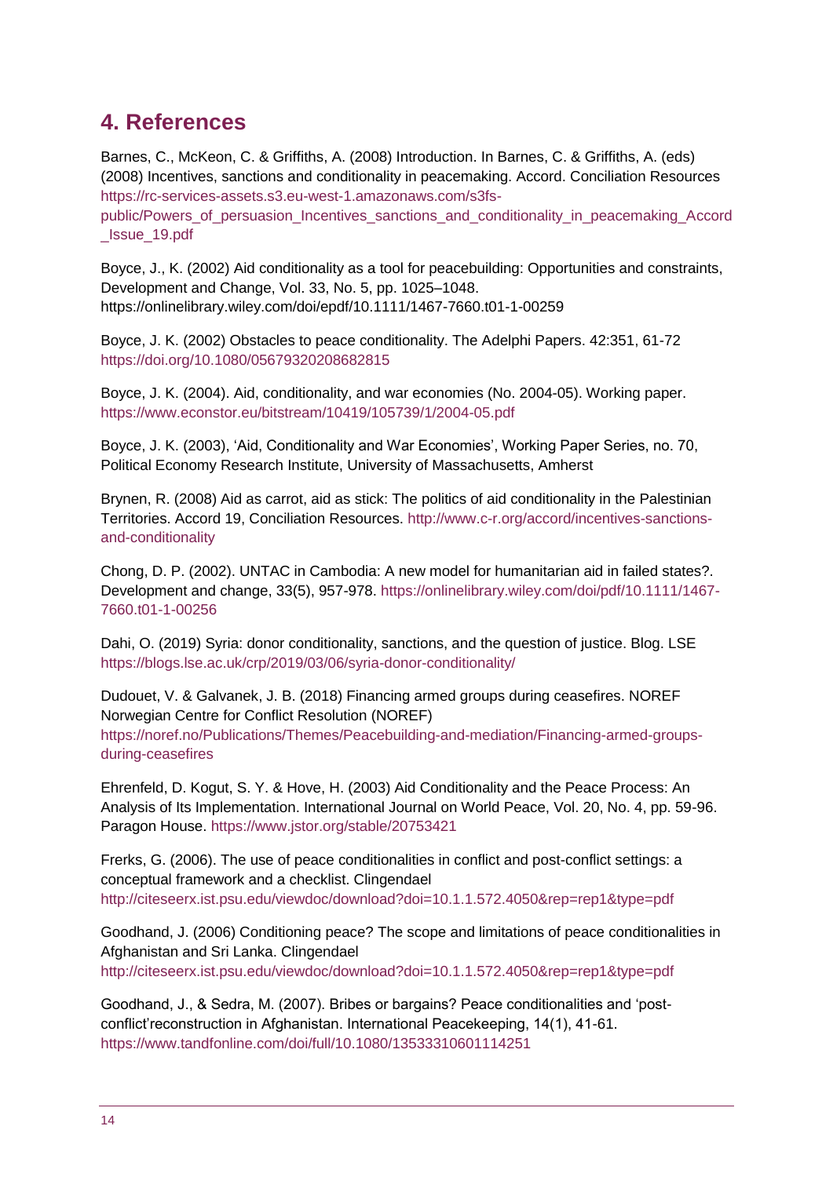## 4. References

Barnes, C., McKeon, C. & Griffiths, A. (2008) Introduction. In Barnes, C. & Griffiths, A. (eds) (2008) Incentives, sanctions and conditionality in peacemaking. Accord. Conciliation Resources https://rc-services-assets.s3.eu-west-1.amazonaws.com/s3fs-public/Powers_of_persuasion_Incentives_sanctions_and_conditionality_in_peacemaking_Accord_Issue_19.pdf

Boyce, J., K. (2002) Aid conditionality as a tool for peacebuilding: Opportunities and constraints, Development and Change, Vol. 33, No. 5, pp. 1025–1048. https://onlinelibrary.wiley.com/doi/epdf/10.1111/1467-7660.t01-1-00259

Boyce, J. K. (2002) Obstacles to peace conditionality. The Adelphi Papers. 42:351, 61-72 https://doi.org/10.1080/05679320208682815

Boyce, J. K. (2004). Aid, conditionality, and war economies (No. 2004-05). Working paper. https://www.econstor.eu/bitstream/10419/105739/1/2004-05.pdf

Boyce, J. K. (2003), 'Aid, Conditionality and War Economies', Working Paper Series, no. 70, Political Economy Research Institute, University of Massachusetts, Amherst

Brynen, R. (2008) Aid as carrot, aid as stick: The politics of aid conditionality in the Palestinian Territories. Accord 19, Conciliation Resources. http://www.c-r.org/accord/incentives-sanctions-and-conditionality

Chong, D. P. (2002). UNTAC in Cambodia: A new model for humanitarian aid in failed states?. Development and change, 33(5), 957-978. https://onlinelibrary.wiley.com/doi/pdf/10.1111/1467-7660.t01-1-00256

Dahi, O. (2019) Syria: donor conditionality, sanctions, and the question of justice. Blog. LSE https://blogs.lse.ac.uk/crp/2019/03/06/syria-donor-conditionality/

Dudouet, V. & Galvanek, J. B. (2018) Financing armed groups during ceasefires. NOREF Norwegian Centre for Conflict Resolution (NOREF) https://noref.no/Publications/Themes/Peacebuilding-and-mediation/Financing-armed-groups-during-ceasefires

Ehrenfeld, D. Kogut, S. Y. & Hove, H. (2003) Aid Conditionality and the Peace Process: An Analysis of Its Implementation. International Journal on World Peace, Vol. 20, No. 4, pp. 59-96. Paragon House. https://www.jstor.org/stable/20753421

Frerks, G. (2006). The use of peace conditionalities in conflict and post-conflict settings: a conceptual framework and a checklist. Clingendael http://citeseerx.ist.psu.edu/viewdoc/download?doi=10.1.1.572.4050&rep=rep1&type=pdf

Goodhand, J. (2006) Conditioning peace? The scope and limitations of peace conditionalities in Afghanistan and Sri Lanka. Clingendael http://citeseerx.ist.psu.edu/viewdoc/download?doi=10.1.1.572.4050&rep=rep1&type=pdf

Goodhand, J., & Sedra, M. (2007). Bribes or bargains? Peace conditionalities and 'post-conflict'reconstruction in Afghanistan. International Peacekeeping, 14(1), 41-61. https://www.tandfonline.com/doi/full/10.1080/13533310601114251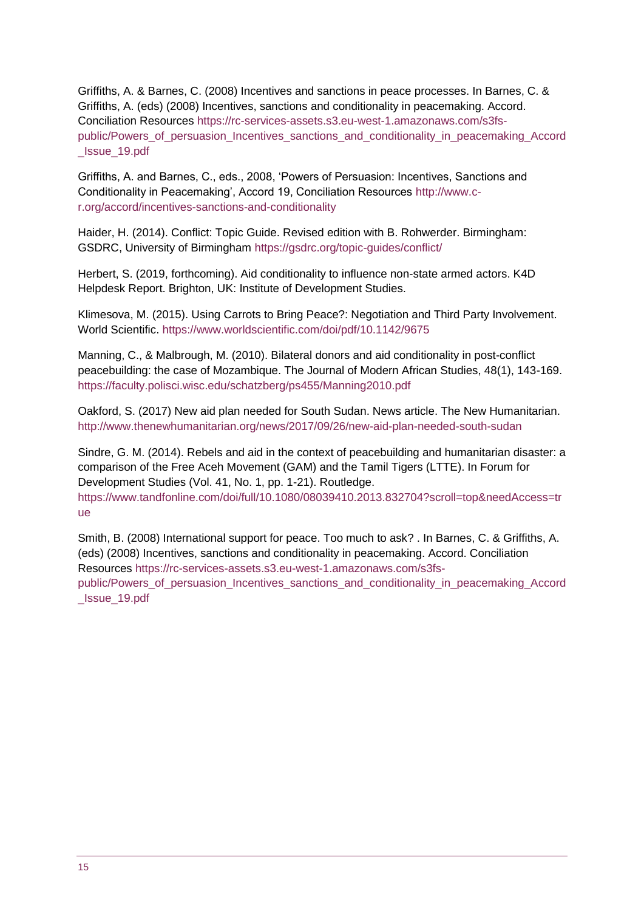Griffiths, A. & Barnes, C. (2008) Incentives and sanctions in peace processes. In Barnes, C. & Griffiths, A. (eds) (2008) Incentives, sanctions and conditionality in peacemaking. Accord. Conciliation Resources https://rc-services-assets.s3.eu-west-1.amazonaws.com/s3fs-public/Powers_of_persuasion_Incentives_sanctions_and_conditionality_in_peacemaking_Accord_Issue_19.pdf

Griffiths, A. and Barnes, C., eds., 2008, 'Powers of Persuasion: Incentives, Sanctions and Conditionality in Peacemaking', Accord 19, Conciliation Resources http://www.c-r.org/accord/incentives-sanctions-and-conditionality

Haider, H. (2014). Conflict: Topic Guide. Revised edition with B. Rohwerder. Birmingham: GSDRC, University of Birmingham https://gsdrc.org/topic-guides/conflict/

Herbert, S. (2019, forthcoming). Aid conditionality to influence non-state armed actors. K4D Helpdesk Report. Brighton, UK: Institute of Development Studies.

Klimesova, M. (2015). Using Carrots to Bring Peace?: Negotiation and Third Party Involvement. World Scientific. https://www.worldscientific.com/doi/pdf/10.1142/9675

Manning, C., & Malbrough, M. (2010). Bilateral donors and aid conditionality in post-conflict peacebuilding: the case of Mozambique. The Journal of Modern African Studies, 48(1), 143-169. https://faculty.polisci.wisc.edu/schatzberg/ps455/Manning2010.pdf

Oakford, S. (2017) New aid plan needed for South Sudan. News article. The New Humanitarian. http://www.thenewhumanitarian.org/news/2017/09/26/new-aid-plan-needed-south-sudan

Sindre, G. M. (2014). Rebels and aid in the context of peacebuilding and humanitarian disaster: a comparison of the Free Aceh Movement (GAM) and the Tamil Tigers (LTTE). In Forum for Development Studies (Vol. 41, No. 1, pp. 1-21). Routledge. https://www.tandfonline.com/doi/full/10.1080/08039410.2013.832704?scroll=top&needAccess=true

Smith, B. (2008) International support for peace. Too much to ask? . In Barnes, C. & Griffiths, A. (eds) (2008) Incentives, sanctions and conditionality in peacemaking. Accord. Conciliation Resources https://rc-services-assets.s3.eu-west-1.amazonaws.com/s3fs-public/Powers_of_persuasion_Incentives_sanctions_and_conditionality_in_peacemaking_Accord_Issue_19.pdf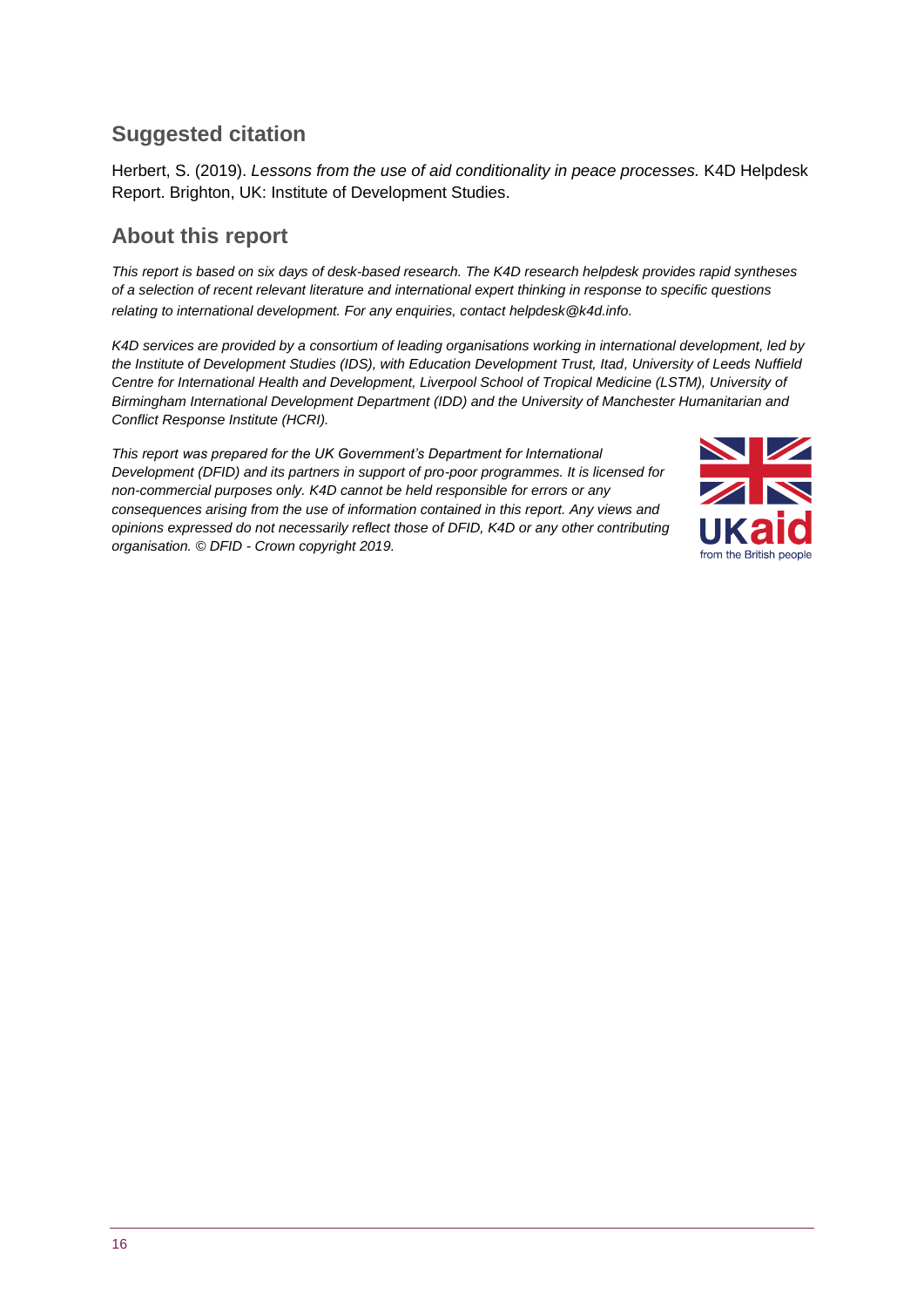## Suggested citation

Herbert, S. (2019). *Lessons from the use of aid conditionality in peace processes.* K4D Helpdesk Report. Brighton, UK: Institute of Development Studies.

## About this report

*This report is based on six days of desk-based research. The K4D research helpdesk provides rapid syntheses of a selection of recent relevant literature and international expert thinking in response to specific questions relating to international development. For any enquiries, contact helpdesk@k4d.info.*

*K4D services are provided by a consortium of leading organisations working in international development, led by the Institute of Development Studies (IDS), with Education Development Trust, Itad, University of Leeds Nuffield Centre for International Health and Development, Liverpool School of Tropical Medicine (LSTM), University of Birmingham International Development Department (IDD) and the University of Manchester Humanitarian and Conflict Response Institute (HCRI).*

*This report was prepared for the UK Government's Department for International Development (DFID) and its partners in support of pro-poor programmes. It is licensed for non-commercial purposes only. K4D cannot be held responsible for errors or any consequences arising from the use of information contained in this report. Any views and opinions expressed do not necessarily reflect those of DFID, K4D or any other contributing organisation. © DFID - Crown copyright 2019.*